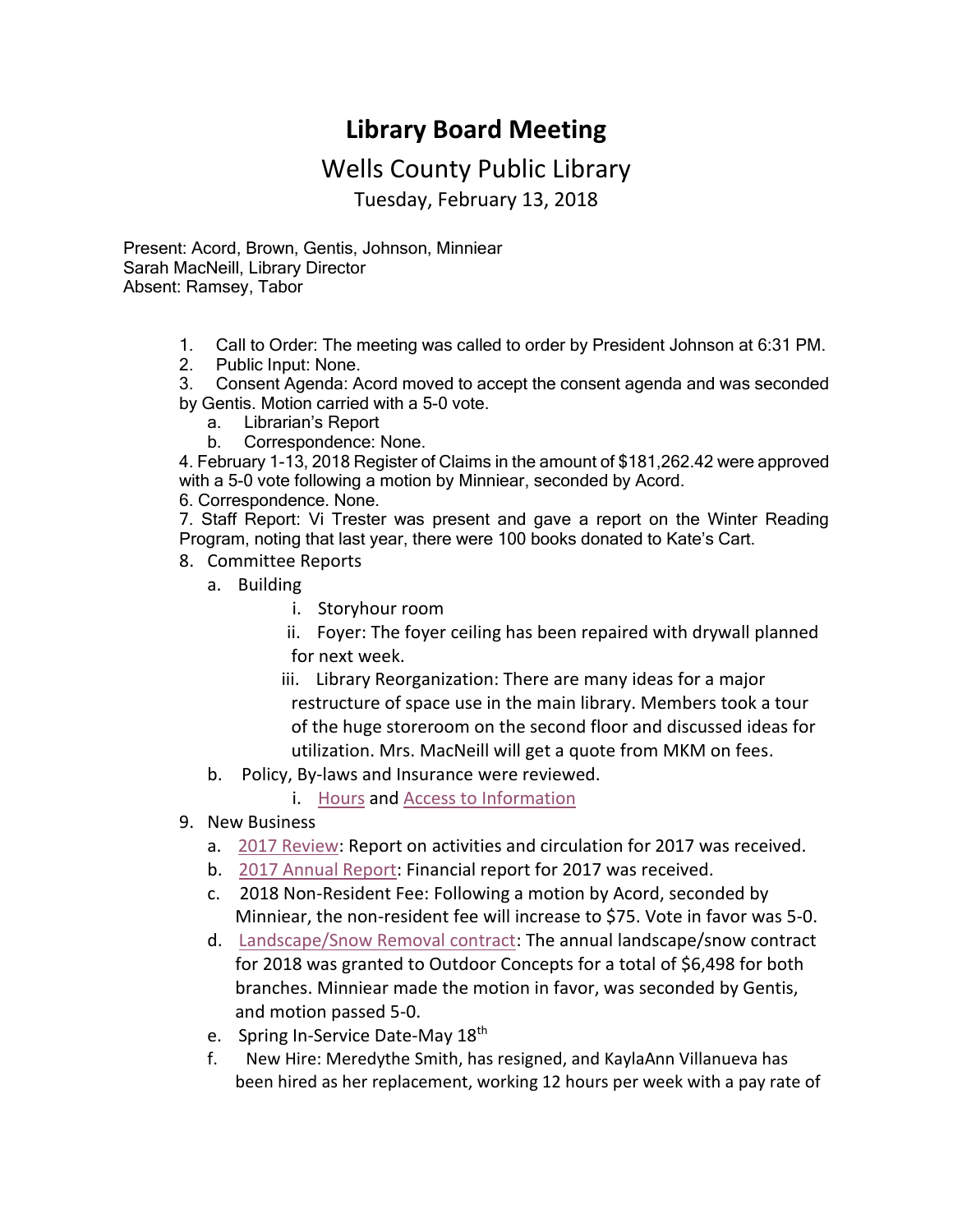# Library Board Meeting

## Wells County Public Library

Tuesday, February 13, 2018

Present: Acord, Brown, Gentis, Johnson, Minniear
Sarah MacNeill, Library Director
Absent: Ramsey, Tabor

1. Call to Order: The meeting was called to order by President Johnson at 6:31 PM.
2. Public Input: None.
3. Consent Agenda: Acord moved to accept the consent agenda and was seconded by Gentis. Motion carried with a 5-0 vote.
   a. Librarian's Report
   b. Correspondence: None.
4. February 1-13, 2018 Register of Claims in the amount of $181,262.42 were approved with a 5-0 vote following a motion by Minniear, seconded by Acord.
6. Correspondence. None.
7. Staff Report: Vi Trester was present and gave a report on the Winter Reading Program, noting that last year, there were 100 books donated to Kate's Cart.
8. Committee Reports
   a. Building
      i. Storyhour room
      ii. Foyer: The foyer ceiling has been repaired with drywall planned for next week.
      iii. Library Reorganization: There are many ideas for a major restructure of space use in the main library. Members took a tour of the huge storeroom on the second floor and discussed ideas for utilization. Mrs. MacNeill will get a quote from MKM on fees.
   b. Policy, By-laws and Insurance were reviewed.
      i. Hours and Access to Information
9. New Business
   a. 2017 Review: Report on activities and circulation for 2017 was received.
   b. 2017 Annual Report: Financial report for 2017 was received.
   c. 2018 Non-Resident Fee: Following a motion by Acord, seconded by Minniear, the non-resident fee will increase to $75. Vote in favor was 5-0.
   d. Landscape/Snow Removal contract: The annual landscape/snow contract for 2018 was granted to Outdoor Concepts for a total of $6,498 for both branches. Minniear made the motion in favor, was seconded by Gentis, and motion passed 5-0.
   e. Spring In-Service Date-May 18th
   f. New Hire: Meredythe Smith, has resigned, and KaylaAnn Villanueva has been hired as her replacement, working 12 hours per week with a pay rate of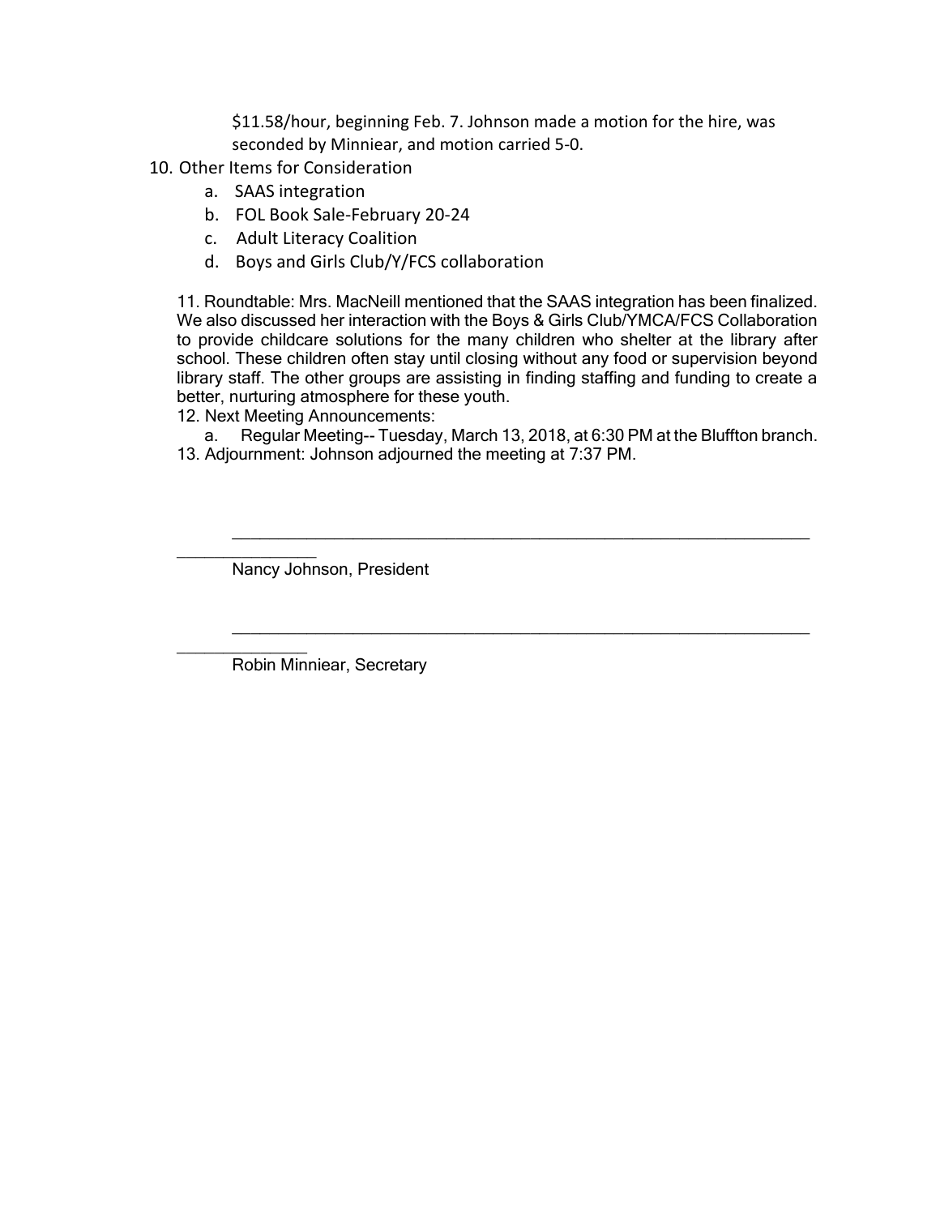$11.58/hour, beginning Feb. 7. Johnson made a motion for the hire, was seconded by Minniear, and motion carried 5-0.

10. Other Items for Consideration
    a. SAAS integration
    b. FOL Book Sale-February 20-24
    c. Adult Literacy Coalition
    d. Boys and Girls Club/Y/FCS collaboration

11. Roundtable: Mrs. MacNeill mentioned that the SAAS integration has been finalized. We also discussed her interaction with the Boys & Girls Club/YMCA/FCS Collaboration to provide childcare solutions for the many children who shelter at the library after school. These children often stay until closing without any food or supervision beyond library staff. The other groups are assisting in finding staffing and funding to create a better, nurturing atmosphere for these youth.

12. Next Meeting Announcements:
    a. Regular Meeting-- Tuesday, March 13, 2018, at 6:30 PM at the Bluffton branch.

13. Adjournment: Johnson adjourned the meeting at 7:37 PM.

_______________________________________________

Nancy Johnson, President

_______________________________________________

Robin Minniear, Secretary